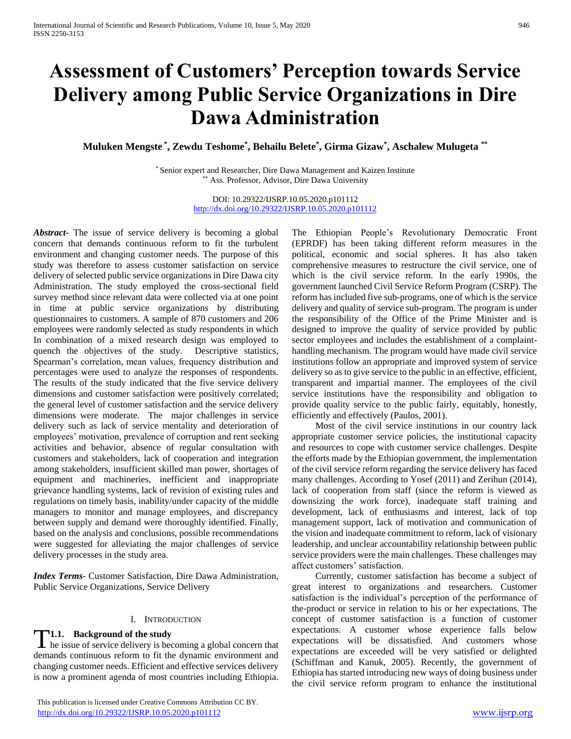# Assessment of Customers' Perception towards Service Delivery among Public Service Organizations in Dire Dawa Administration

**Muluken Mengste [*], Zewdu Teshome[*], Behailu Belete[*], Girma Gizaw[*], Aschalew Mulugeta [**]**

[*] Senior expert and Researcher, Dire Dawa Management and Kaizen Institute
[**] Ass. Professor, Advisor, Dire Dawa University

DOI: 10.29322/IJSRP.10.05.2020.p101112
http://dx.doi.org/10.29322/IJSRP.10.05.2020.p101112

***Abstract***- The issue of service delivery is becoming a global concern that demands continuous reform to fit the turbulent environment and changing customer needs. The purpose of this study was therefore to assess customer satisfaction on service delivery of selected public service organizations in Dire Dawa city Administration. The study employed the cross-sectional field survey method since relevant data were collected via at one point in time at public service organizations by distributing questionnaires to customers. A sample of 870 customers and 206 employees were randomly selected as study respondents in which In combination of a mixed research design was employed to quench the objectives of the study. Descriptive statistics, Spearman's correlation, mean values, frequency distribution and percentages were used to analyze the responses of respondents. The results of the study indicated that the five service delivery dimensions and customer satisfaction were positively correlated; the general level of customer satisfaction and the service delivery dimensions were moderate. The major challenges in service delivery such as lack of service mentality and deterioration of employees' motivation, prevalence of corruption and rent seeking activities and behavior, absence of regular consultation with customers and stakeholders, lack of cooperation and integration among stakeholders, insufficient skilled man power, shortages of equipment and machineries, inefficient and inappropriate grievance handling systems, lack of revision of existing rules and regulations on timely basis, inability/under capacity of the middle managers to monitor and manage employees, and discrepancy between supply and demand were thoroughly identified. Finally, based on the analysis and conclusions, possible recommendations were suggested for alleviating the major challenges of service delivery processes in the study area.

***Index Terms***- Customer Satisfaction, Dire Dawa Administration, Public Service Organizations, Service Delivery

## I. Introduction

### 1.1. Background of the study

The issue of service delivery is becoming a global concern that demands continuous reform to fit the dynamic environment and changing customer needs. Efficient and effective services delivery is now a prominent agenda of most countries including Ethiopia. The Ethiopian People's Revolutionary Democratic Front (EPRDF) has been taking different reform measures in the political, economic and social spheres. It has also taken comprehensive measures to restructure the civil service, one of which is the civil service reform. In the early 1990s, the government launched Civil Service Reform Program (CSRP). The reform has included five sub-programs, one of which is the service delivery and quality of service sub-program. The program is under the responsibility of the Office of the Prime Minister and is designed to improve the quality of service provided by public sector employees and includes the establishment of a complaint-handling mechanism. The program would have made civil service institutions follow an appropriate and improved system of service delivery so as to give service to the public in an effective, efficient, transparent and impartial manner. The employees of the civil service institutions have the responsibility and obligation to provide quality service to the public fairly, equitably, honestly, efficiently and effectively (Paulos, 2001).

Most of the civil service institutions in our country lack appropriate customer service policies, the institutional capacity and resources to cope with customer service challenges. Despite the efforts made by the Ethiopian government, the implementation of the civil service reform regarding the service delivery has faced many challenges. According to Yosef (2011) and Zerihun (2014), lack of cooperation from staff (since the reform is viewed as downsizing the work force), inadequate staff training and development, lack of enthusiasms and interest, lack of top management support, lack of motivation and communication of the vision and inadequate commitment to reform, lack of visionary leadership, and unclear accountability relationship between public service providers were the main challenges. These challenges may affect customers' satisfaction.

Currently, customer satisfaction has become a subject of great interest to organizations and researchers. Customer satisfaction is the individual's perception of the performance of the-product or service in relation to his or her expectations. The concept of customer satisfaction is a function of customer expectations. A customer whose experience falls below expectations will be dissatisfied. And customers whose expectations are exceeded will be very satisfied or delighted (Schiffman and Kanuk, 2005). Recently, the government of Ethiopia has started introducing new ways of doing business under the civil service reform program to enhance the institutional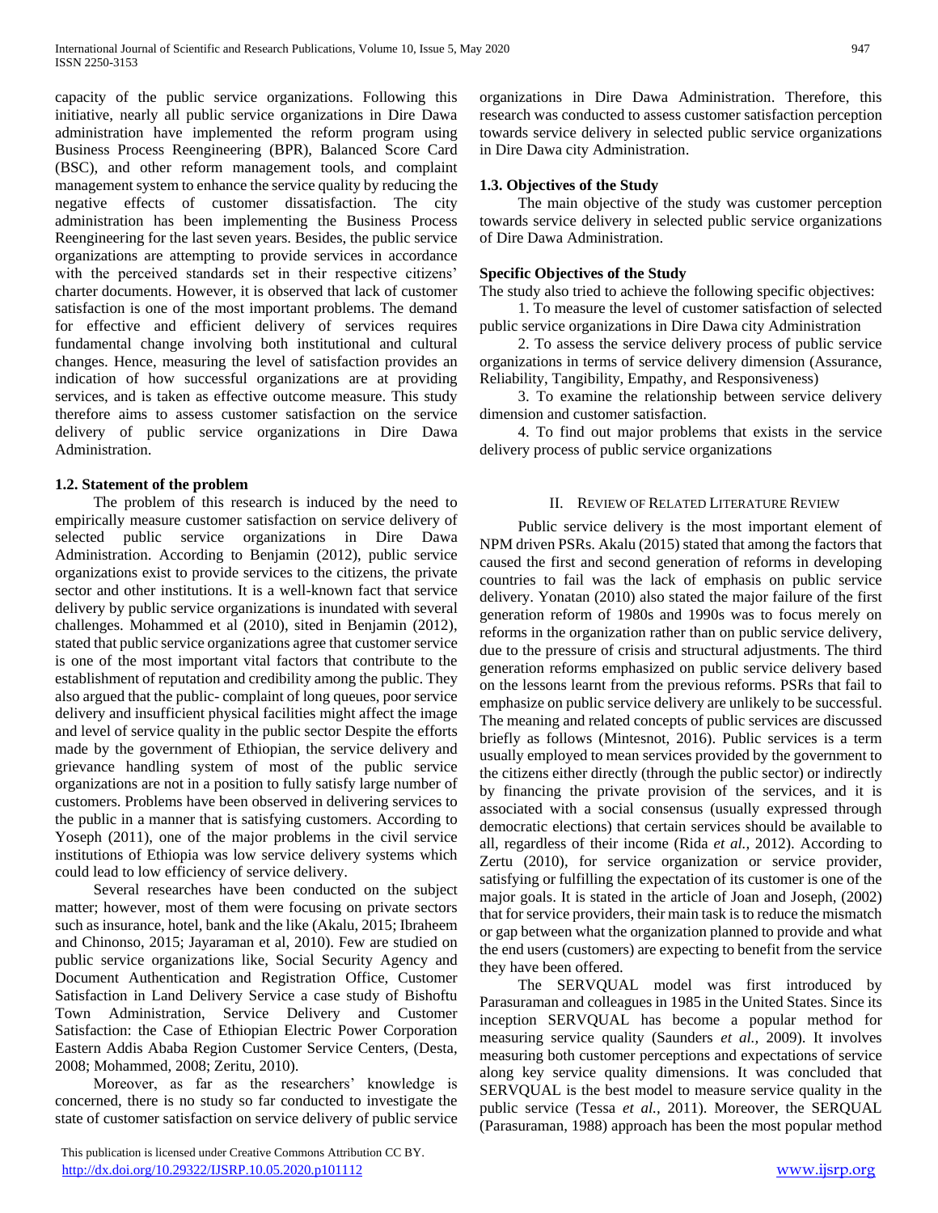capacity of the public service organizations. Following this initiative, nearly all public service organizations in Dire Dawa administration have implemented the reform program using Business Process Reengineering (BPR), Balanced Score Card (BSC), and other reform management tools, and complaint management system to enhance the service quality by reducing the negative effects of customer dissatisfaction. The city administration has been implementing the Business Process Reengineering for the last seven years. Besides, the public service organizations are attempting to provide services in accordance with the perceived standards set in their respective citizens' charter documents. However, it is observed that lack of customer satisfaction is one of the most important problems. The demand for effective and efficient delivery of services requires fundamental change involving both institutional and cultural changes. Hence, measuring the level of satisfaction provides an indication of how successful organizations are at providing services, and is taken as effective outcome measure. This study therefore aims to assess customer satisfaction on the service delivery of public service organizations in Dire Dawa Administration.

### 1.2. Statement of the problem

The problem of this research is induced by the need to empirically measure customer satisfaction on service delivery of selected public service organizations in Dire Dawa Administration. According to Benjamin (2012), public service organizations exist to provide services to the citizens, the private sector and other institutions. It is a well-known fact that service delivery by public service organizations is inundated with several challenges. Mohammed et al (2010), sited in Benjamin (2012), stated that public service organizations agree that customer service is one of the most important vital factors that contribute to the establishment of reputation and credibility among the public. They also argued that the public- complaint of long queues, poor service delivery and insufficient physical facilities might affect the image and level of service quality in the public sector Despite the efforts made by the government of Ethiopian, the service delivery and grievance handling system of most of the public service organizations are not in a position to fully satisfy large number of customers. Problems have been observed in delivering services to the public in a manner that is satisfying customers. According to Yoseph (2011), one of the major problems in the civil service institutions of Ethiopia was low service delivery systems which could lead to low efficiency of service delivery.

Several researches have been conducted on the subject matter; however, most of them were focusing on private sectors such as insurance, hotel, bank and the like (Akalu, 2015; Ibraheem and Chinonso, 2015; Jayaraman et al, 2010). Few are studied on public service organizations like, Social Security Agency and Document Authentication and Registration Office, Customer Satisfaction in Land Delivery Service a case study of Bishoftu Town Administration, Service Delivery and Customer Satisfaction: the Case of Ethiopian Electric Power Corporation Eastern Addis Ababa Region Customer Service Centers, (Desta, 2008; Mohammed, 2008; Zeritu, 2010).

Moreover, as far as the researchers' knowledge is concerned, there is no study so far conducted to investigate the state of customer satisfaction on service delivery of public service organizations in Dire Dawa Administration. Therefore, this research was conducted to assess customer satisfaction perception towards service delivery in selected public service organizations in Dire Dawa city Administration.

### 1.3. Objectives of the Study

The main objective of the study was customer perception towards service delivery in selected public service organizations of Dire Dawa Administration.

**Specific Objectives of the Study**

The study also tried to achieve the following specific objectives:

1. To measure the level of customer satisfaction of selected public service organizations in Dire Dawa city Administration
2. To assess the service delivery process of public service organizations in terms of service delivery dimension (Assurance, Reliability, Tangibility, Empathy, and Responsiveness)
3. To examine the relationship between service delivery dimension and customer satisfaction.
4. To find out major problems that exists in the service delivery process of public service organizations

## II. Review of Related Literature Review

Public service delivery is the most important element of NPM driven PSRs. Akalu (2015) stated that among the factors that caused the first and second generation of reforms in developing countries to fail was the lack of emphasis on public service delivery. Yonatan (2010) also stated the major failure of the first generation reform of 1980s and 1990s was to focus merely on reforms in the organization rather than on public service delivery, due to the pressure of crisis and structural adjustments. The third generation reforms emphasized on public service delivery based on the lessons learnt from the previous reforms. PSRs that fail to emphasize on public service delivery are unlikely to be successful. The meaning and related concepts of public services are discussed briefly as follows (Mintesnot, 2016). Public services is a term usually employed to mean services provided by the government to the citizens either directly (through the public sector) or indirectly by financing the private provision of the services, and it is associated with a social consensus (usually expressed through democratic elections) that certain services should be available to all, regardless of their income (Rida *et al.,* 2012). According to Zertu (2010), for service organization or service provider, satisfying or fulfilling the expectation of its customer is one of the major goals. It is stated in the article of Joan and Joseph, (2002) that for service providers, their main task is to reduce the mismatch or gap between what the organization planned to provide and what the end users (customers) are expecting to benefit from the service they have been offered.

The SERVQUAL model was first introduced by Parasuraman and colleagues in 1985 in the United States. Since its inception SERVQUAL has become a popular method for measuring service quality (Saunders *et al.,* 2009). It involves measuring both customer perceptions and expectations of service along key service quality dimensions. It was concluded that SERVQUAL is the best model to measure service quality in the public service (Tessa *et al.,* 2011). Moreover, the SERQUAL (Parasuraman, 1988) approach has been the most popular method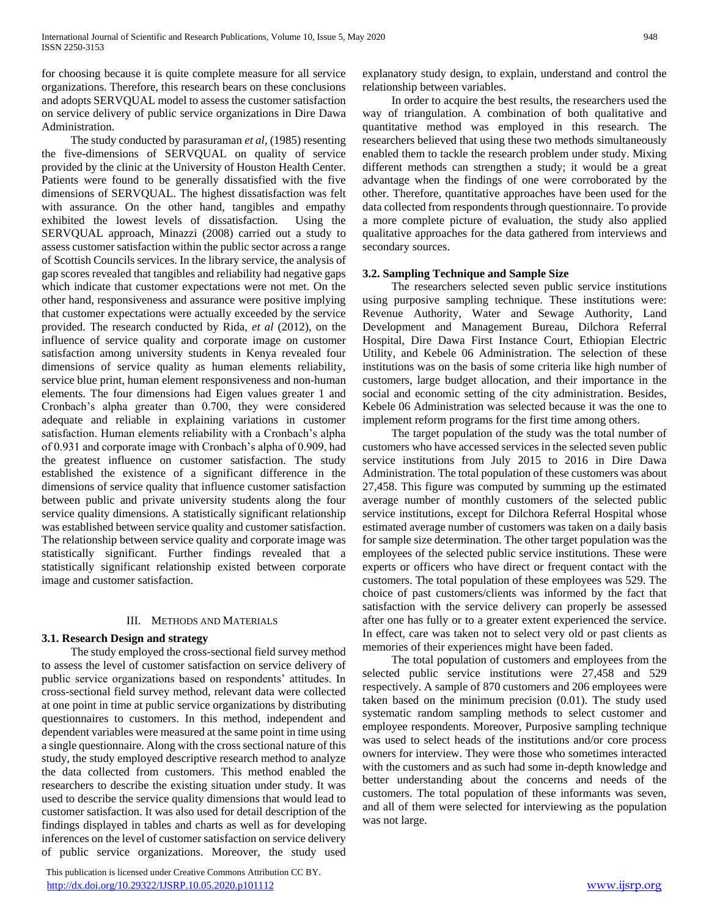for choosing because it is quite complete measure for all service organizations. Therefore, this research bears on these conclusions and adopts SERVQUAL model to assess the customer satisfaction on service delivery of public service organizations in Dire Dawa Administration.

The study conducted by parasuraman *et al*, (1985) resenting the five-dimensions of SERVQUAL on quality of service provided by the clinic at the University of Houston Health Center. Patients were found to be generally dissatisfied with the five dimensions of SERVQUAL. The highest dissatisfaction was felt with assurance. On the other hand, tangibles and empathy exhibited the lowest levels of dissatisfaction. Using the SERVQUAL approach, Minazzi (2008) carried out a study to assess customer satisfaction within the public sector across a range of Scottish Councils services. In the library service, the analysis of gap scores revealed that tangibles and reliability had negative gaps which indicate that customer expectations were not met. On the other hand, responsiveness and assurance were positive implying that customer expectations were actually exceeded by the service provided. The research conducted by Rida, *et al* (2012), on the influence of service quality and corporate image on customer satisfaction among university students in Kenya revealed four dimensions of service quality as human elements reliability, service blue print, human element responsiveness and non-human elements. The four dimensions had Eigen values greater 1 and Cronbach's alpha greater than 0.700, they were considered adequate and reliable in explaining variations in customer satisfaction. Human elements reliability with a Cronbach's alpha of 0.931 and corporate image with Cronbach's alpha of 0.909, had the greatest influence on customer satisfaction. The study established the existence of a significant difference in the dimensions of service quality that influence customer satisfaction between public and private university students along the four service quality dimensions. A statistically significant relationship was established between service quality and customer satisfaction. The relationship between service quality and corporate image was statistically significant. Further findings revealed that a statistically significant relationship existed between corporate image and customer satisfaction.

## III. Methods and Materials

### 3.1. Research Design and strategy

The study employed the cross-sectional field survey method to assess the level of customer satisfaction on service delivery of public service organizations based on respondents' attitudes. In cross-sectional field survey method, relevant data were collected at one point in time at public service organizations by distributing questionnaires to customers. In this method, independent and dependent variables were measured at the same point in time using a single questionnaire. Along with the cross sectional nature of this study, the study employed descriptive research method to analyze the data collected from customers. This method enabled the researchers to describe the existing situation under study. It was used to describe the service quality dimensions that would lead to customer satisfaction. It was also used for detail description of the findings displayed in tables and charts as well as for developing inferences on the level of customer satisfaction on service delivery of public service organizations. Moreover, the study used explanatory study design, to explain, understand and control the relationship between variables.

In order to acquire the best results, the researchers used the way of triangulation. A combination of both qualitative and quantitative method was employed in this research. The researchers believed that using these two methods simultaneously enabled them to tackle the research problem under study. Mixing different methods can strengthen a study; it would be a great advantage when the findings of one were corroborated by the other. Therefore, quantitative approaches have been used for the data collected from respondents through questionnaire. To provide a more complete picture of evaluation, the study also applied qualitative approaches for the data gathered from interviews and secondary sources.

### 3.2. Sampling Technique and Sample Size

The researchers selected seven public service institutions using purposive sampling technique. These institutions were: Revenue Authority, Water and Sewage Authority, Land Development and Management Bureau, Dilchora Referral Hospital, Dire Dawa First Instance Court, Ethiopian Electric Utility, and Kebele 06 Administration. The selection of these institutions was on the basis of some criteria like high number of customers, large budget allocation, and their importance in the social and economic setting of the city administration. Besides, Kebele 06 Administration was selected because it was the one to implement reform programs for the first time among others.

The target population of the study was the total number of customers who have accessed services in the selected seven public service institutions from July 2015 to 2016 in Dire Dawa Administration. The total population of these customers was about 27,458. This figure was computed by summing up the estimated average number of monthly customers of the selected public service institutions, except for Dilchora Referral Hospital whose estimated average number of customers was taken on a daily basis for sample size determination. The other target population was the employees of the selected public service institutions. These were experts or officers who have direct or frequent contact with the customers. The total population of these employees was 529. The choice of past customers/clients was informed by the fact that satisfaction with the service delivery can properly be assessed after one has fully or to a greater extent experienced the service. In effect, care was taken not to select very old or past clients as memories of their experiences might have been faded.

The total population of customers and employees from the selected public service institutions were 27,458 and 529 respectively. A sample of 870 customers and 206 employees were taken based on the minimum precision (0.01). The study used systematic random sampling methods to select customer and employee respondents. Moreover, Purposive sampling technique was used to select heads of the institutions and/or core process owners for interview. They were those who sometimes interacted with the customers and as such had some in-depth knowledge and better understanding about the concerns and needs of the customers. The total population of these informants was seven, and all of them were selected for interviewing as the population was not large.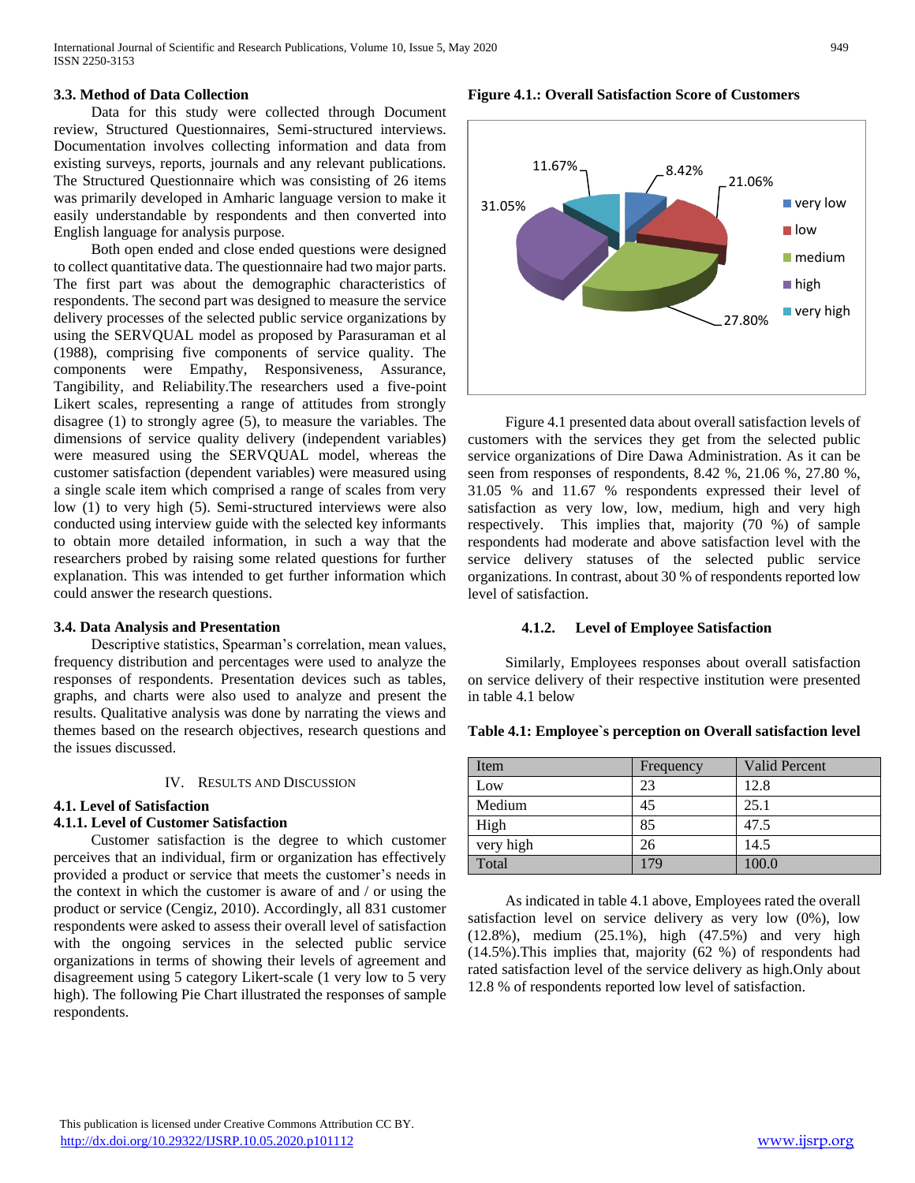### 3.3. Method of Data Collection

Data for this study were collected through Document review, Structured Questionnaires, Semi-structured interviews. Documentation involves collecting information and data from existing surveys, reports, journals and any relevant publications. The Structured Questionnaire which was consisting of 26 items was primarily developed in Amharic language version to make it easily understandable by respondents and then converted into English language for analysis purpose.

Both open ended and close ended questions were designed to collect quantitative data. The questionnaire had two major parts. The first part was about the demographic characteristics of respondents. The second part was designed to measure the service delivery processes of the selected public service organizations by using the SERVQUAL model as proposed by Parasuraman et al (1988), comprising five components of service quality. The components were Empathy, Responsiveness, Assurance, Tangibility, and Reliability.The researchers used a five-point Likert scales, representing a range of attitudes from strongly disagree (1) to strongly agree (5), to measure the variables. The dimensions of service quality delivery (independent variables) were measured using the SERVQUAL model, whereas the customer satisfaction (dependent variables) were measured using a single scale item which comprised a range of scales from very low (1) to very high (5). Semi-structured interviews were also conducted using interview guide with the selected key informants to obtain more detailed information, in such a way that the researchers probed by raising some related questions for further explanation. This was intended to get further information which could answer the research questions.

### 3.4. Data Analysis and Presentation

Descriptive statistics, Spearman's correlation, mean values, frequency distribution and percentages were used to analyze the responses of respondents. Presentation devices such as tables, graphs, and charts were also used to analyze and present the results. Qualitative analysis was done by narrating the views and themes based on the research objectives, research questions and the issues discussed.

## IV. Results and Discussion

### 4.1. Level of Satisfaction

#### 4.1.1. Level of Customer Satisfaction

Customer satisfaction is the degree to which customer perceives that an individual, firm or organization has effectively provided a product or service that meets the customer's needs in the context in which the customer is aware of and / or using the product or service (Cengiz, 2010). Accordingly, all 831 customer respondents were asked to assess their overall level of satisfaction with the ongoing services in the selected public service organizations in terms of showing their levels of agreement and disagreement using 5 category Likert-scale (1 very low to 5 very high). The following Pie Chart illustrated the responses of sample respondents.

**Figure 4.1.: Overall Satisfaction Score of Customers**

| Level | Percent |
|---|---|
| very low | 8.42% |
| low | 21.06% |
| medium | 27.80% |
| high | 31.05% |
| very high | 11.67% |

Figure 4.1 presented data about overall satisfaction levels of customers with the services they get from the selected public service organizations of Dire Dawa Administration. As it can be seen from responses of respondents, 8.42 %, 21.06 %, 27.80 %, 31.05 % and 11.67 % respondents expressed their level of satisfaction as very low, low, medium, high and very high respectively. This implies that, majority (70 %) of sample respondents had moderate and above satisfaction level with the service delivery statuses of the selected public service organizations. In contrast, about 30 % of respondents reported low level of satisfaction.

#### 4.1.2. Level of Employee Satisfaction

Similarly, Employees responses about overall satisfaction on service delivery of their respective institution were presented in table 4.1 below

**Table 4.1: Employee`s perception on Overall satisfaction level**

| Item | Frequency | Valid Percent |
|---|---|---|
| Low | 23 | 12.8 |
| Medium | 45 | 25.1 |
| High | 85 | 47.5 |
| very high | 26 | 14.5 |
| Total | 179 | 100.0 |

As indicated in table 4.1 above, Employees rated the overall satisfaction level on service delivery as very low (0%), low (12.8%), medium (25.1%), high (47.5%) and very high (14.5%).This implies that, majority (62 %) of respondents had rated satisfaction level of the service delivery as high.Only about 12.8 % of respondents reported low level of satisfaction.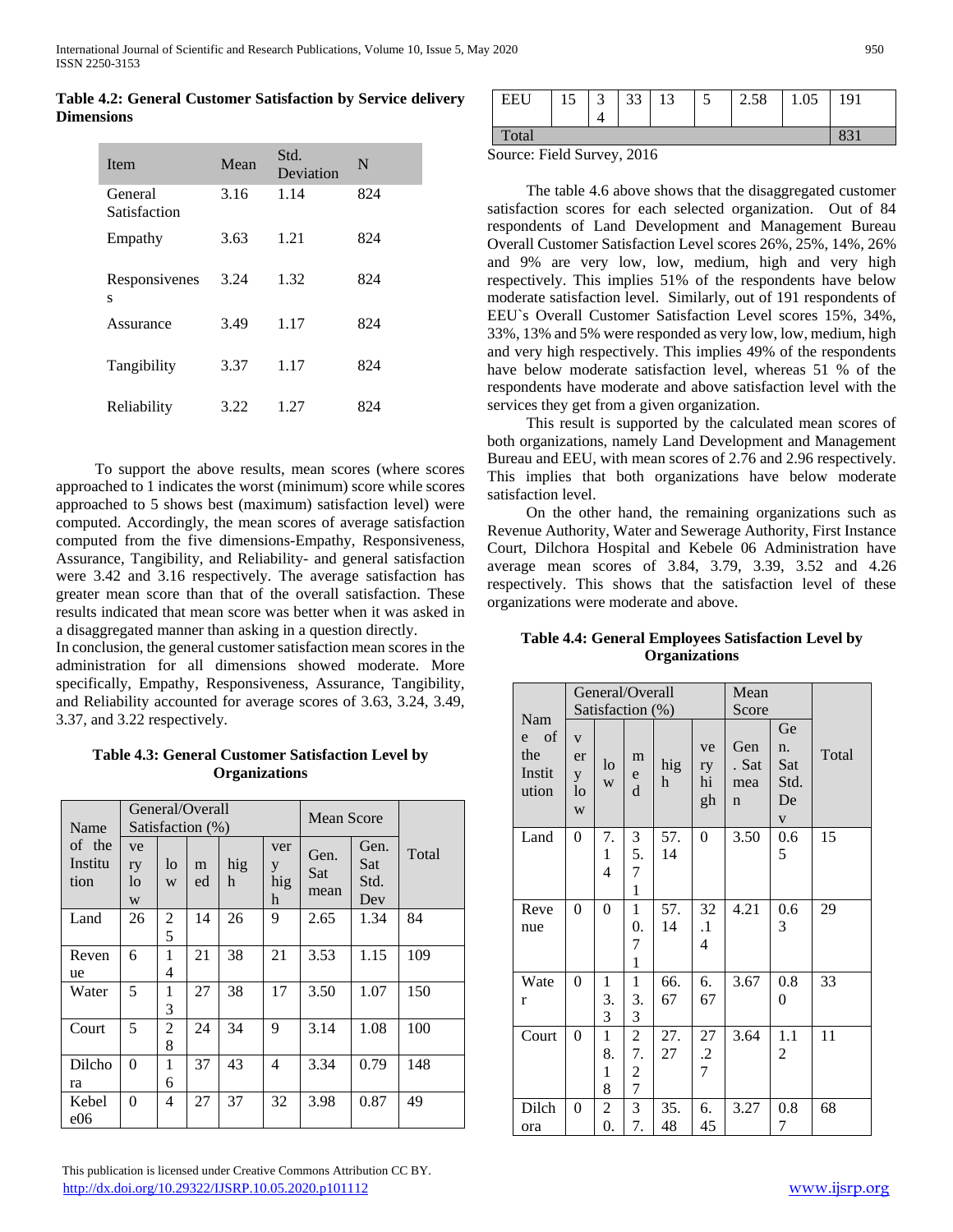**Table 4.2: General Customer Satisfaction by Service delivery Dimensions**

| Item | Mean | Std. Deviation | N |
|---|---|---|---|
| General Satisfaction | 3.16 | 1.14 | 824 |
| Empathy | 3.63 | 1.21 | 824 |
| Responsiveness | 3.24 | 1.32 | 824 |
| Assurance | 3.49 | 1.17 | 824 |
| Tangibility | 3.37 | 1.17 | 824 |
| Reliability | 3.22 | 1.27 | 824 |

To support the above results, mean scores (where scores approached to 1 indicates the worst (minimum) score while scores approached to 5 shows best (maximum) satisfaction level) were computed. Accordingly, the mean scores of average satisfaction computed from the five dimensions-Empathy, Responsiveness, Assurance, Tangibility, and Reliability- and general satisfaction were 3.42 and 3.16 respectively. The average satisfaction has greater mean score than that of the overall satisfaction. These results indicated that mean score was better when it was asked in a disaggregated manner than asking in a question directly.

In conclusion, the general customer satisfaction mean scores in the administration for all dimensions showed moderate. More specifically, Empathy, Responsiveness, Assurance, Tangibility, and Reliability accounted for average scores of 3.63, 3.24, 3.49, 3.37, and 3.22 respectively.

**Table 4.3: General Customer Satisfaction Level by Organizations**

| Name of the Institution | General/Overall Satisfaction (%) | | | | | Mean Score | | Total |
|---|---|---|---|---|---|---|---|---|
| | very low | low | med | high | very high | Gen. Sat mean | Gen. Sat Std. Dev | |
| Land | 26 | 25 | 14 | 26 | 9 | 2.65 | 1.34 | 84 |
| Revenue | 6 | 14 | 21 | 38 | 21 | 3.53 | 1.15 | 109 |
| Water | 5 | 13 | 27 | 38 | 17 | 3.50 | 1.07 | 150 |
| Court | 5 | 28 | 24 | 34 | 9 | 3.14 | 1.08 | 100 |
| Dilchora | 0 | 16 | 37 | 43 | 4 | 3.34 | 0.79 | 148 |
| Kebele06 | 0 | 4 | 27 | 37 | 32 | 3.98 | 0.87 | 49 |
| EEU | 15 | 34 | 33 | 13 | 5 | 2.58 | 1.05 | 191 |
| Total | | | | | | | | 831 |

Source: Field Survey, 2016

The table 4.6 above shows that the disaggregated customer satisfaction scores for each selected organization. Out of 84 respondents of Land Development and Management Bureau Overall Customer Satisfaction Level scores 26%, 25%, 14%, 26% and 9% are very low, low, medium, high and very high respectively. This implies 51% of the respondents have below moderate satisfaction level. Similarly, out of 191 respondents of EEU`s Overall Customer Satisfaction Level scores 15%, 34%, 33%, 13% and 5% were responded as very low, low, medium, high and very high respectively. This implies 49% of the respondents have below moderate satisfaction level, whereas 51 % of the respondents have moderate and above satisfaction level with the services they get from a given organization.

This result is supported by the calculated mean scores of both organizations, namely Land Development and Management Bureau and EEU, with mean scores of 2.76 and 2.96 respectively. This implies that both organizations have below moderate satisfaction level.

On the other hand, the remaining organizations such as Revenue Authority, Water and Sewerage Authority, First Instance Court, Dilchora Hospital and Kebele 06 Administration have average mean scores of 3.84, 3.79, 3.39, 3.52 and 4.26 respectively. This shows that the satisfaction level of these organizations were moderate and above.

**Table 4.4: General Employees Satisfaction Level by Organizations**

| Name of the Institution | General/Overall Satisfaction (%) | | | | | Mean Score | | Total |
|---|---|---|---|---|---|---|---|---|
| | very low | low | med | high | very high | Gen. Sat mean | Gen. Sat Std. Dev | |
| Land | 0 | 7.14 | 35.71 | 57.14 | 0 | 3.50 | 0.65 | 15 |
| Revenue | 0 | 0 | 10.71 | 57.14 | 32.14 | 4.21 | 0.63 | 29 |
| Water | 0 | 13.3 | 13.3 | 66.67 | 6.67 | 3.67 | 0.80 | 33 |
| Court | 0 | 18.18 | 27.27 | 27.27 | 27.27 | 3.64 | 1.12 | 11 |
| Dilchora | 0 | 20. | 37. | 35.48 | 6.45 | 3.27 | 0.87 | 68 |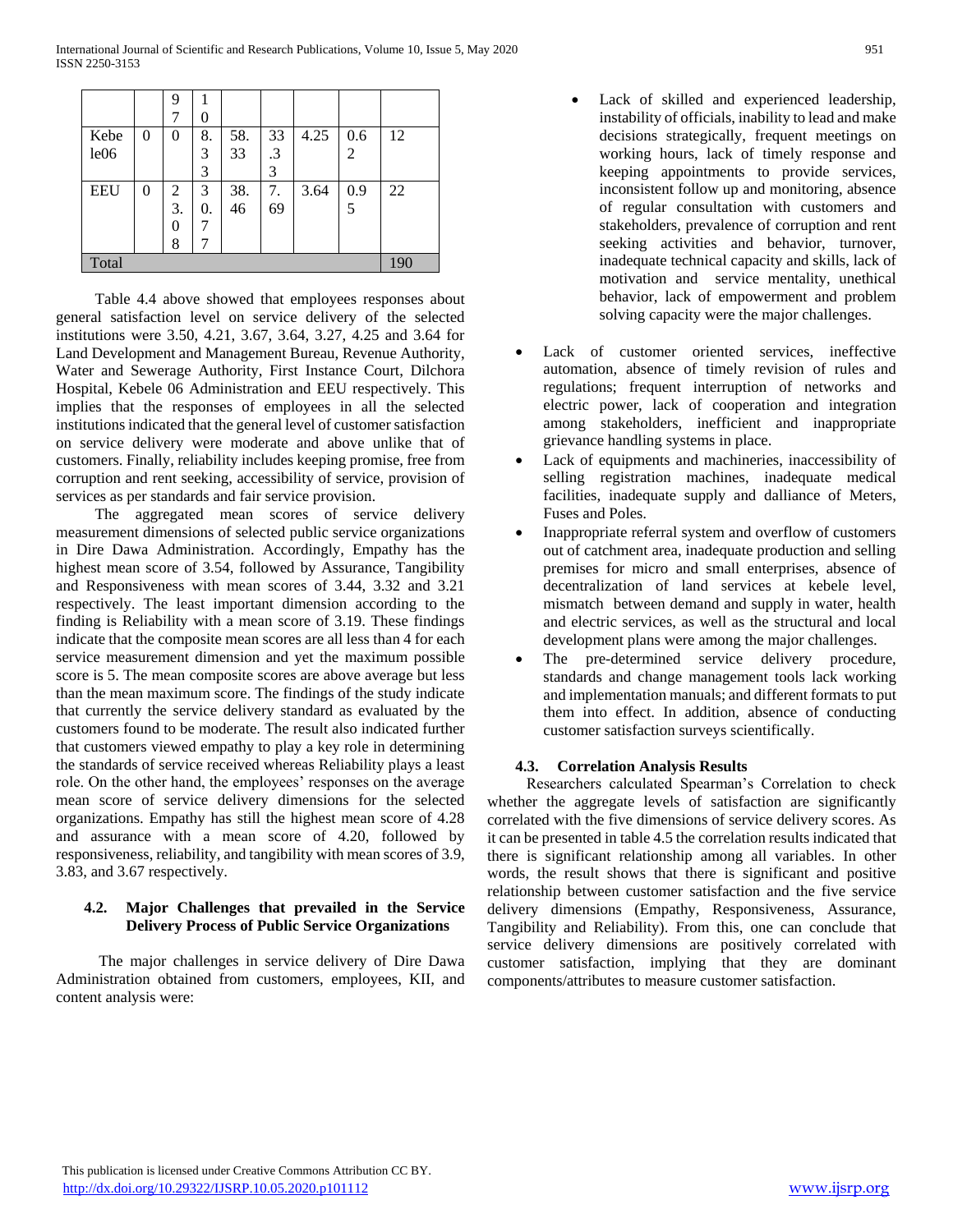| | | 9<br>7 | 1<br>0 | | | | | |
|---|---|---|---|---|---|---|---|---|
| Kebe le06 | 0 | 0 | 8.<br>3<br>3 | 58.<br>33 | 33<br>.3<br>3 | 4.25 | 0.6<br>2 | 12 |
| EEU | 0 | 2<br>3.<br>0<br>8 | 3<br>0.<br>7<br>7 | 38.<br>46 | 7.<br>69 | 3.64 | 0.9<br>5 | 22 |
| Total | | | | | | | | 190 |

Table 4.4 above showed that employees responses about general satisfaction level on service delivery of the selected institutions were 3.50, 4.21, 3.67, 3.64, 3.27, 4.25 and 3.64 for Land Development and Management Bureau, Revenue Authority, Water and Sewerage Authority, First Instance Court, Dilchora Hospital, Kebele 06 Administration and EEU respectively. This implies that the responses of employees in all the selected institutions indicated that the general level of customer satisfaction on service delivery were moderate and above unlike that of customers. Finally, reliability includes keeping promise, free from corruption and rent seeking, accessibility of service, provision of services as per standards and fair service provision.

The aggregated mean scores of service delivery measurement dimensions of selected public service organizations in Dire Dawa Administration. Accordingly, Empathy has the highest mean score of 3.54, followed by Assurance, Tangibility and Responsiveness with mean scores of 3.44, 3.32 and 3.21 respectively. The least important dimension according to the finding is Reliability with a mean score of 3.19. These findings indicate that the composite mean scores are all less than 4 for each service measurement dimension and yet the maximum possible score is 5. The mean composite scores are above average but less than the mean maximum score. The findings of the study indicate that currently the service delivery standard as evaluated by the customers found to be moderate. The result also indicated further that customers viewed empathy to play a key role in determining the standards of service received whereas Reliability plays a least role. On the other hand, the employees' responses on the average mean score of service delivery dimensions for the selected organizations. Empathy has still the highest mean score of 4.28 and assurance with a mean score of 4.20, followed by responsiveness, reliability, and tangibility with mean scores of 3.9, 3.83, and 3.67 respectively.

### 4.2. Major Challenges that prevailed in the Service Delivery Process of Public Service Organizations

The major challenges in service delivery of Dire Dawa Administration obtained from customers, employees, KII, and content analysis were:

- Lack of skilled and experienced leadership, instability of officials, inability to lead and make decisions strategically, frequent meetings on working hours, lack of timely response and keeping appointments to provide services, inconsistent follow up and monitoring, absence of regular consultation with customers and stakeholders, prevalence of corruption and rent seeking activities and behavior, turnover, inadequate technical capacity and skills, lack of motivation and service mentality, unethical behavior, lack of empowerment and problem solving capacity were the major challenges.
- Lack of customer oriented services, ineffective automation, absence of timely revision of rules and regulations; frequent interruption of networks and electric power, lack of cooperation and integration among stakeholders, inefficient and inappropriate grievance handling systems in place.
- Lack of equipments and machineries, inaccessibility of selling registration machines, inadequate medical facilities, inadequate supply and dalliance of Meters, Fuses and Poles.
- Inappropriate referral system and overflow of customers out of catchment area, inadequate production and selling premises for micro and small enterprises, absence of decentralization of land services at kebele level, mismatch between demand and supply in water, health and electric services, as well as the structural and local development plans were among the major challenges.
- The pre-determined service delivery procedure, standards and change management tools lack working and implementation manuals; and different formats to put them into effect. In addition, absence of conducting customer satisfaction surveys scientifically.

### 4.3. Correlation Analysis Results

Researchers calculated Spearman's Correlation to check whether the aggregate levels of satisfaction are significantly correlated with the five dimensions of service delivery scores. As it can be presented in table 4.5 the correlation results indicated that there is significant relationship among all variables. In other words, the result shows that there is significant and positive relationship between customer satisfaction and the five service delivery dimensions (Empathy, Responsiveness, Assurance, Tangibility and Reliability). From this, one can conclude that service delivery dimensions are positively correlated with customer satisfaction, implying that they are dominant components/attributes to measure customer satisfaction.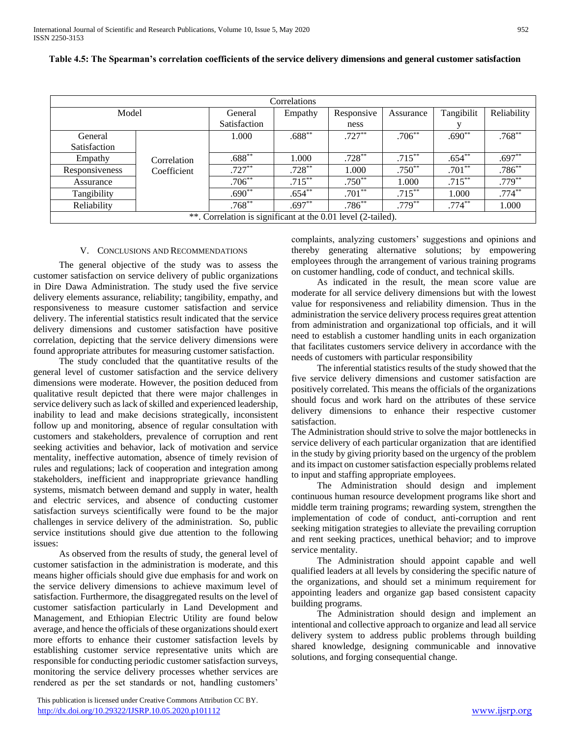**Table 4.5: The Spearman's correlation coefficients of the service delivery dimensions and general customer satisfaction**

| Correlations | | | | | | | |
|---|---|---|---|---|---|---|---|
| Model | | General Satisfaction | Empathy | Responsiveness | Assurance | Tangibility | Reliability |
| General Satisfaction | Correlation Coefficient | 1.000 | .688** | .727** | .706** | .690** | .768** |
| Empathy | | .688** | 1.000 | .728** | .715** | .654** | .697** |
| Responsiveness | | .727** | .728** | 1.000 | .750** | .701** | .786** |
| Assurance | | .706** | .715** | .750** | 1.000 | .715** | .779** |
| Tangibility | | .690** | .654** | .701** | .715** | 1.000 | .774** |
| Reliability | | .768** | .697** | .786** | .779** | .774** | 1.000 |

**. Correlation is significant at the 0.01 level (2-tailed).

## V. Conclusions and Recommendations

The general objective of the study was to assess the customer satisfaction on service delivery of public organizations in Dire Dawa Administration. The study used the five service delivery elements assurance, reliability; tangibility, empathy, and responsiveness to measure customer satisfaction and service delivery. The inferential statistics result indicated that the service delivery dimensions and customer satisfaction have positive correlation, depicting that the service delivery dimensions were found appropriate attributes for measuring customer satisfaction.

The study concluded that the quantitative results of the general level of customer satisfaction and the service delivery dimensions were moderate. However, the position deduced from qualitative result depicted that there were major challenges in service delivery such as lack of skilled and experienced leadership, inability to lead and make decisions strategically, inconsistent follow up and monitoring, absence of regular consultation with customers and stakeholders, prevalence of corruption and rent seeking activities and behavior, lack of motivation and service mentality, ineffective automation, absence of timely revision of rules and regulations; lack of cooperation and integration among stakeholders, inefficient and inappropriate grievance handling systems, mismatch between demand and supply in water, health and electric services, and absence of conducting customer satisfaction surveys scientifically were found to be the major challenges in service delivery of the administration. So, public service institutions should give due attention to the following issues:

As observed from the results of study, the general level of customer satisfaction in the administration is moderate, and this means higher officials should give due emphasis for and work on the service delivery dimensions to achieve maximum level of satisfaction. Furthermore, the disaggregated results on the level of customer satisfaction particularly in Land Development and Management, and Ethiopian Electric Utility are found below average, and hence the officials of these organizations should exert more efforts to enhance their customer satisfaction levels by establishing customer service representative units which are responsible for conducting periodic customer satisfaction surveys, monitoring the service delivery processes whether services are rendered as per the set standards or not, handling customers' complaints, analyzing customers' suggestions and opinions and thereby generating alternative solutions; by empowering employees through the arrangement of various training programs on customer handling, code of conduct, and technical skills.

As indicated in the result, the mean score value are moderate for all service delivery dimensions but with the lowest value for responsiveness and reliability dimension. Thus in the administration the service delivery process requires great attention from administration and organizational top officials, and it will need to establish a customer handling units in each organization that facilitates customers service delivery in accordance with the needs of customers with particular responsibility

The inferential statistics results of the study showed that the five service delivery dimensions and customer satisfaction are positively correlated. This means the officials of the organizations should focus and work hard on the attributes of these service delivery dimensions to enhance their respective customer satisfaction.

The Administration should strive to solve the major bottlenecks in service delivery of each particular organization that are identified in the study by giving priority based on the urgency of the problem and its impact on customer satisfaction especially problems related to input and staffing appropriate employees.

The Administration should design and implement continuous human resource development programs like short and middle term training programs; rewarding system, strengthen the implementation of code of conduct, anti-corruption and rent seeking mitigation strategies to alleviate the prevailing corruption and rent seeking practices, unethical behavior; and to improve service mentality.

The Administration should appoint capable and well qualified leaders at all levels by considering the specific nature of the organizations, and should set a minimum requirement for appointing leaders and organize gap based consistent capacity building programs.

The Administration should design and implement an intentional and collective approach to organize and lead all service delivery system to address public problems through building shared knowledge, designing communicable and innovative solutions, and forging consequential change.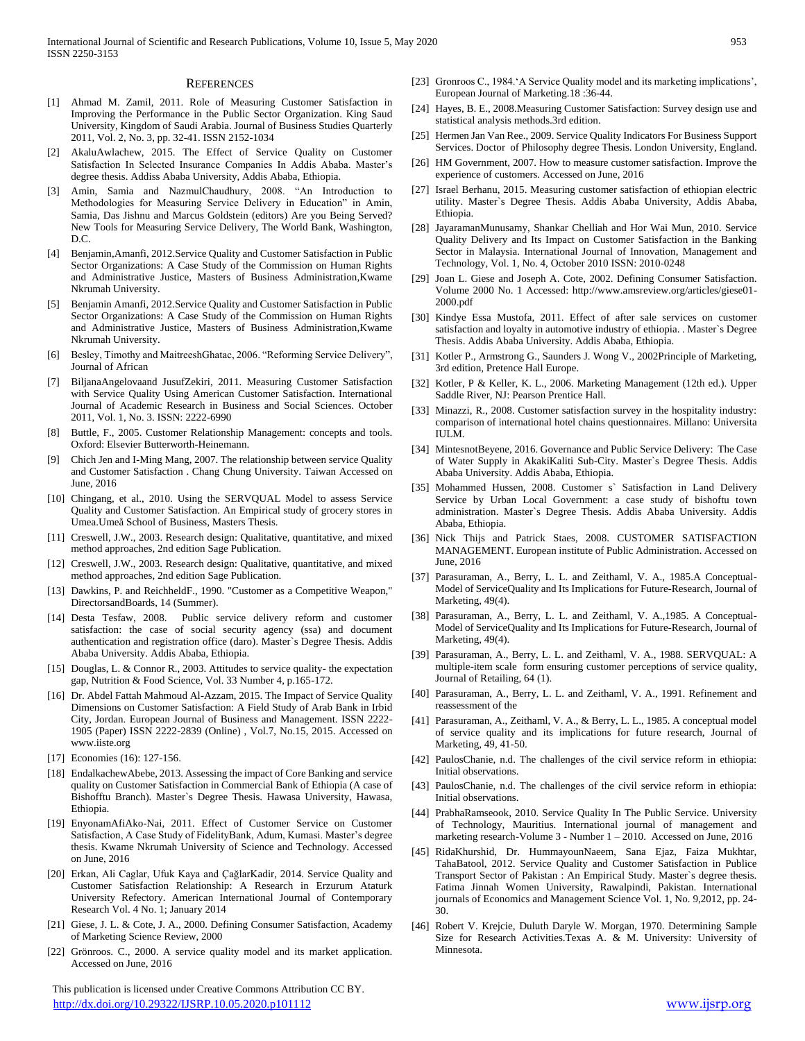## REFERENCES

[1] Ahmad M. Zamil, 2011. Role of Measuring Customer Satisfaction in Improving the Performance in the Public Sector Organization. King Saud University, Kingdom of Saudi Arabia. Journal of Business Studies Quarterly 2011, Vol. 2, No. 3, pp. 32-41. ISSN 2152-1034

[2] AkaluAwlachew, 2015. The Effect of Service Quality on Customer Satisfaction In Selected Insurance Companies In Addis Ababa. Master's degree thesis. Addiss Ababa University, Addis Ababa, Ethiopia.

[3] Amin, Samia and NazmulChaudhury, 2008. "An Introduction to Methodologies for Measuring Service Delivery in Education" in Amin, Samia, Das Jishnu and Marcus Goldstein (editors) Are you Being Served? New Tools for Measuring Service Delivery, The World Bank, Washington, D.C.

[4] Benjamin,Amanfi, 2012.Service Quality and Customer Satisfaction in Public Sector Organizations: A Case Study of the Commission on Human Rights and Administrative Justice, Masters of Business Administration,Kwame Nkrumah University.

[5] Benjamin Amanfi, 2012.Service Quality and Customer Satisfaction in Public Sector Organizations: A Case Study of the Commission on Human Rights and Administrative Justice, Masters of Business Administration,Kwame Nkrumah University.

[6] Besley, Timothy and MaitreeshGhatac, 2006. "Reforming Service Delivery", Journal of African

[7] BiljanaAngelovaand JusufZekiri, 2011. Measuring Customer Satisfaction with Service Quality Using American Customer Satisfaction. International Journal of Academic Research in Business and Social Sciences. October 2011, Vol. 1, No. 3. ISSN: 2222-6990

[8] Buttle, F., 2005. Customer Relationship Management: concepts and tools. Oxford: Elsevier Butterworth-Heinemann.

[9] Chich Jen and I-Ming Mang, 2007. The relationship between service Quality and Customer Satisfaction . Chang Chung University. Taiwan Accessed on June, 2016

[10] Chingang, et al., 2010. Using the SERVQUAL Model to assess Service Quality and Customer Satisfaction. An Empirical study of grocery stores in Umea.Umeå School of Business, Masters Thesis.

[11] Creswell, J.W., 2003. Research design: Qualitative, quantitative, and mixed method approaches, 2nd edition Sage Publication.

[12] Creswell, J.W., 2003. Research design: Qualitative, quantitative, and mixed method approaches, 2nd edition Sage Publication.

[13] Dawkins, P. and ReichheldF., 1990. "Customer as a Competitive Weapon," DirectorsandBoards, 14 (Summer).

[14] Desta Tesfaw, 2008. Public service delivery reform and customer satisfaction: the case of social security agency (ssa) and document authentication and registration office (daro). Master`s Degree Thesis. Addis Ababa University. Addis Ababa, Ethiopia.

[15] Douglas, L. & Connor R., 2003. Attitudes to service quality- the expectation gap, Nutrition & Food Science, Vol. 33 Number 4, p.165-172.

[16] Dr. Abdel Fattah Mahmoud Al-Azzam, 2015. The Impact of Service Quality Dimensions on Customer Satisfaction: A Field Study of Arab Bank in Irbid City, Jordan. European Journal of Business and Management. ISSN 2222-1905 (Paper) ISSN 2222-2839 (Online) , Vol.7, No.15, 2015. Accessed on www.iiste.org

[17] Economies (16): 127-156.

[18] EndalkachewAbebe, 2013. Assessing the impact of Core Banking and service quality on Customer Satisfaction in Commercial Bank of Ethiopia (A case of Bishofftu Branch). Master`s Degree Thesis. Hawasa University, Hawasa, Ethiopia.

[19] EnyonamAfiAko-Nai, 2011. Effect of Customer Service on Customer Satisfaction, A Case Study of FidelityBank, Adum, Kumasi. Master's degree thesis. Kwame Nkrumah University of Science and Technology. Accessed on June, 2016

[20] Erkan, Ali Caglar, Ufuk Kaya and ÇağlarKadir, 2014. Service Quality and Customer Satisfaction Relationship: A Research in Erzurum Ataturk University Refectory. American International Journal of Contemporary Research Vol. 4 No. 1; January 2014

[21] Giese, J. L. & Cote, J. A., 2000. Defining Consumer Satisfaction, Academy of Marketing Science Review, 2000

[22] Grönroos. C., 2000. A service quality model and its market application. Accessed on June, 2016

[23] Gronroos C., 1984.'A Service Quality model and its marketing implications', European Journal of Marketing.18 :36-44.

[24] Hayes, B. E., 2008.Measuring Customer Satisfaction: Survey design use and statistical analysis methods.3rd edition.

[25] Hermen Jan Van Ree., 2009. Service Quality Indicators For Business Support Services. Doctor of Philosophy degree Thesis. London University, England.

[26] HM Government, 2007. How to measure customer satisfaction. Improve the experience of customers. Accessed on June, 2016

[27] Israel Berhanu, 2015. Measuring customer satisfaction of ethiopian electric utility. Master`s Degree Thesis. Addis Ababa University, Addis Ababa, Ethiopia.

[28] JayaramanMunusamy, Shankar Chelliah and Hor Wai Mun, 2010. Service Quality Delivery and Its Impact on Customer Satisfaction in the Banking Sector in Malaysia. International Journal of Innovation, Management and Technology, Vol. 1, No. 4, October 2010 ISSN: 2010-0248

[29] Joan L. Giese and Joseph A. Cote, 2002. Defining Consumer Satisfaction. Volume 2000 No. 1 Accessed: http://www.amsreview.org/articles/giese01-2000.pdf

[30] Kindye Essa Mustofa, 2011. Effect of after sale services on customer satisfaction and loyalty in automotive industry of ethiopia. . Master`s Degree Thesis. Addis Ababa University. Addis Ababa, Ethiopia.

[31] Kotler P., Armstrong G., Saunders J. Wong V., 2002Principle of Marketing, 3rd edition, Pretence Hall Europe.

[32] Kotler, P & Keller, K. L., 2006. Marketing Management (12th ed.). Upper Saddle River, NJ: Pearson Prentice Hall.

[33] Minazzi, R., 2008. Customer satisfaction survey in the hospitality industry: comparison of international hotel chains questionnaires. Millano: Universita IULM.

[34] MintesnotBeyene, 2016. Governance and Public Service Delivery: The Case of Water Supply in AkakiKaliti Sub-City. Master`s Degree Thesis. Addis Ababa University. Addis Ababa, Ethiopia.

[35] Mohammed Hussen, 2008. Customer s` Satisfaction in Land Delivery Service by Urban Local Government: a case study of bishoftu town administration. Master`s Degree Thesis. Addis Ababa University. Addis Ababa, Ethiopia.

[36] Nick Thijs and Patrick Staes, 2008. CUSTOMER SATISFACTION MANAGEMENT. European institute of Public Administration. Accessed on June, 2016

[37] Parasuraman, A., Berry, L. L. and Zeithaml, V. A., 1985.A Conceptual-Model of ServiceQuality and Its Implications for Future-Research, Journal of Marketing, 49(4).

[38] Parasuraman, A., Berry, L. L. and Zeithaml, V. A.,1985. A Conceptual-Model of ServiceQuality and Its Implications for Future-Research, Journal of Marketing, 49(4).

[39] Parasuraman, A., Berry, L. L. and Zeithaml, V. A., 1988. SERVQUAL: A multiple-item scale form ensuring customer perceptions of service quality, Journal of Retailing, 64 (1).

[40] Parasuraman, A., Berry, L. L. and Zeithaml, V. A., 1991. Refinement and reassessment of the

[41] Parasuraman, A., Zeithaml, V. A., & Berry, L. L., 1985. A conceptual model of service quality and its implications for future research, Journal of Marketing, 49, 41-50.

[42] PaulosChanie, n.d. The challenges of the civil service reform in ethiopia: Initial observations.

[43] PaulosChanie, n.d. The challenges of the civil service reform in ethiopia: Initial observations.

[44] PrabhaRamseook, 2010. Service Quality In The Public Service. University of Technology, Mauritius. International journal of management and marketing research-Volume 3 - Number 1 – 2010. Accessed on June, 2016

[45] RidaKhurshid, Dr. HummayounNaeem, Sana Ejaz, Faiza Mukhtar, TahaBatool, 2012. Service Quality and Customer Satisfaction in Publice Transport Sector of Pakistan : An Empirical Study. Master`s degree thesis. Fatima Jinnah Women University, Rawalpindi, Pakistan. International journals of Economics and Management Science Vol. 1, No. 9,2012, pp. 24-30.

[46] Robert V. Krejcie, Duluth Daryle W. Morgan, 1970. Determining Sample Size for Research Activities.Texas A. & M. University: University of Minnesota.

This publication is licensed under Creative Commons Attribution CC BY.
http://dx.doi.org/10.29322/IJSRP.10.05.2020.p101112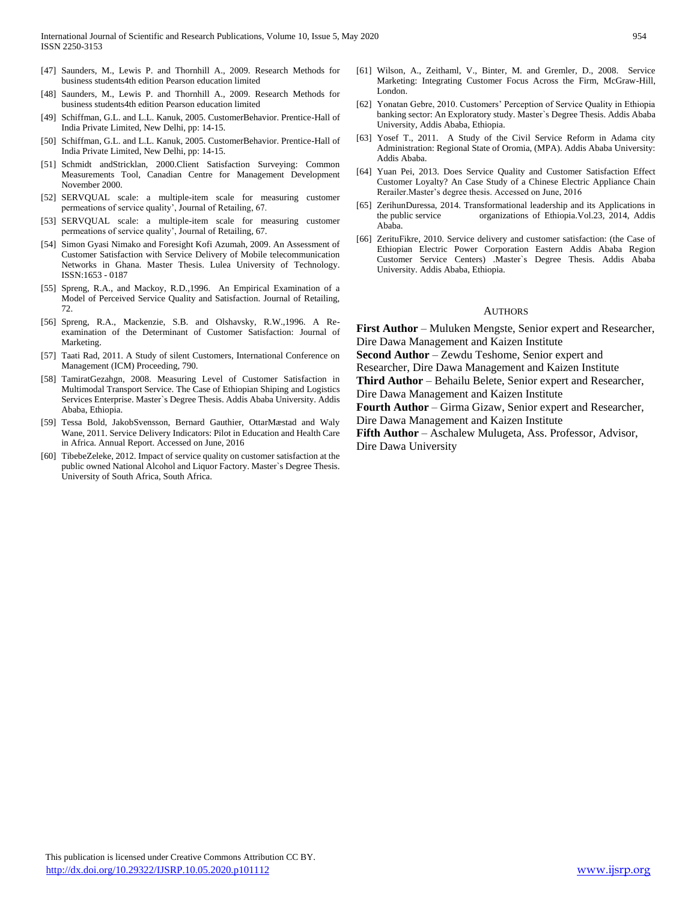[47] Saunders, M., Lewis P. and Thornhill A., 2009. Research Methods for business students4th edition Pearson education limited

[48] Saunders, M., Lewis P. and Thornhill A., 2009. Research Methods for business students4th edition Pearson education limited

[49] Schiffman, G.L. and L.L. Kanuk, 2005. CustomerBehavior. Prentice-Hall of India Private Limited, New Delhi, pp: 14-15.

[50] Schiffman, G.L. and L.L. Kanuk, 2005. CustomerBehavior. Prentice-Hall of India Private Limited, New Delhi, pp: 14-15.

[51] Schmidt andStricklan, 2000.Client Satisfaction Surveying: Common Measurements Tool, Canadian Centre for Management Development November 2000.

[52] SERVQUAL scale: a multiple-item scale for measuring customer permeations of service quality', Journal of Retailing, 67.

[53] SERVQUAL scale: a multiple-item scale for measuring customer permeations of service quality', Journal of Retailing, 67.

[54] Simon Gyasi Nimako and Foresight Kofi Azumah, 2009. An Assessment of Customer Satisfaction with Service Delivery of Mobile telecommunication Networks in Ghana. Master Thesis. Lulea University of Technology. ISSN:1653 - 0187

[55] Spreng, R.A., and Mackoy, R.D.,1996. An Empirical Examination of a Model of Perceived Service Quality and Satisfaction. Journal of Retailing, 72.

[56] Spreng, R.A., Mackenzie, S.B. and Olshavsky, R.W.,1996. A Re-examination of the Determinant of Customer Satisfaction: Journal of Marketing.

[57] Taati Rad, 2011. A Study of silent Customers, International Conference on Management (ICM) Proceeding, 790.

[58] TamiratGezahgn, 2008. Measuring Level of Customer Satisfaction in Multimodal Transport Service. The Case of Ethiopian Shiping and Logistics Services Enterprise. Master`s Degree Thesis. Addis Ababa University. Addis Ababa, Ethiopia.

[59] Tessa Bold, JakobSvensson, Bernard Gauthier, OttarMæstad and Waly Wane, 2011. Service Delivery Indicators: Pilot in Education and Health Care in Africa. Annual Report. Accessed on June, 2016

[60] TibebeZeleke, 2012. Impact of service quality on customer satisfaction at the public owned National Alcohol and Liquor Factory. Master`s Degree Thesis. University of South Africa, South Africa.

[61] Wilson, A., Zeithaml, V., Binter, M. and Gremler, D., 2008. Service Marketing: Integrating Customer Focus Across the Firm, McGraw-Hill, London.

[62] Yonatan Gebre, 2010. Customers' Perception of Service Quality in Ethiopia banking sector: An Exploratory study. Master`s Degree Thesis. Addis Ababa University, Addis Ababa, Ethiopia.

[63] Yosef T., 2011. A Study of the Civil Service Reform in Adama city Administration: Regional State of Oromia, (MPA). Addis Ababa University: Addis Ababa.

[64] Yuan Pei, 2013. Does Service Quality and Customer Satisfaction Effect Customer Loyalty? An Case Study of a Chinese Electric Appliance Chain Rerailer.Master's degree thesis. Accessed on June, 2016

[65] ZerihunDuressa, 2014. Transformational leadership and its Applications in the public service organizations of Ethiopia.Vol.23, 2014, Addis Ababa.

[66] ZerituFikre, 2010. Service delivery and customer satisfaction: (the Case of Ethiopian Electric Power Corporation Eastern Addis Ababa Region Customer Service Centers) .Master`s Degree Thesis. Addis Ababa University. Addis Ababa, Ethiopia.

## AUTHORS

**First Author** – Muluken Mengste, Senior expert and Researcher, Dire Dawa Management and Kaizen Institute

**Second Author** – Zewdu Teshome, Senior expert and Researcher, Dire Dawa Management and Kaizen Institute

**Third Author** – Behailu Belete, Senior expert and Researcher, Dire Dawa Management and Kaizen Institute

**Fourth Author** – Girma Gizaw, Senior expert and Researcher, Dire Dawa Management and Kaizen Institute

**Fifth Author** – Aschalew Mulugeta, Ass. Professor, Advisor, Dire Dawa University

This publication is licensed under Creative Commons Attribution CC BY.
http://dx.doi.org/10.29322/IJSRP.10.05.2020.p101112 www.ijsrp.org